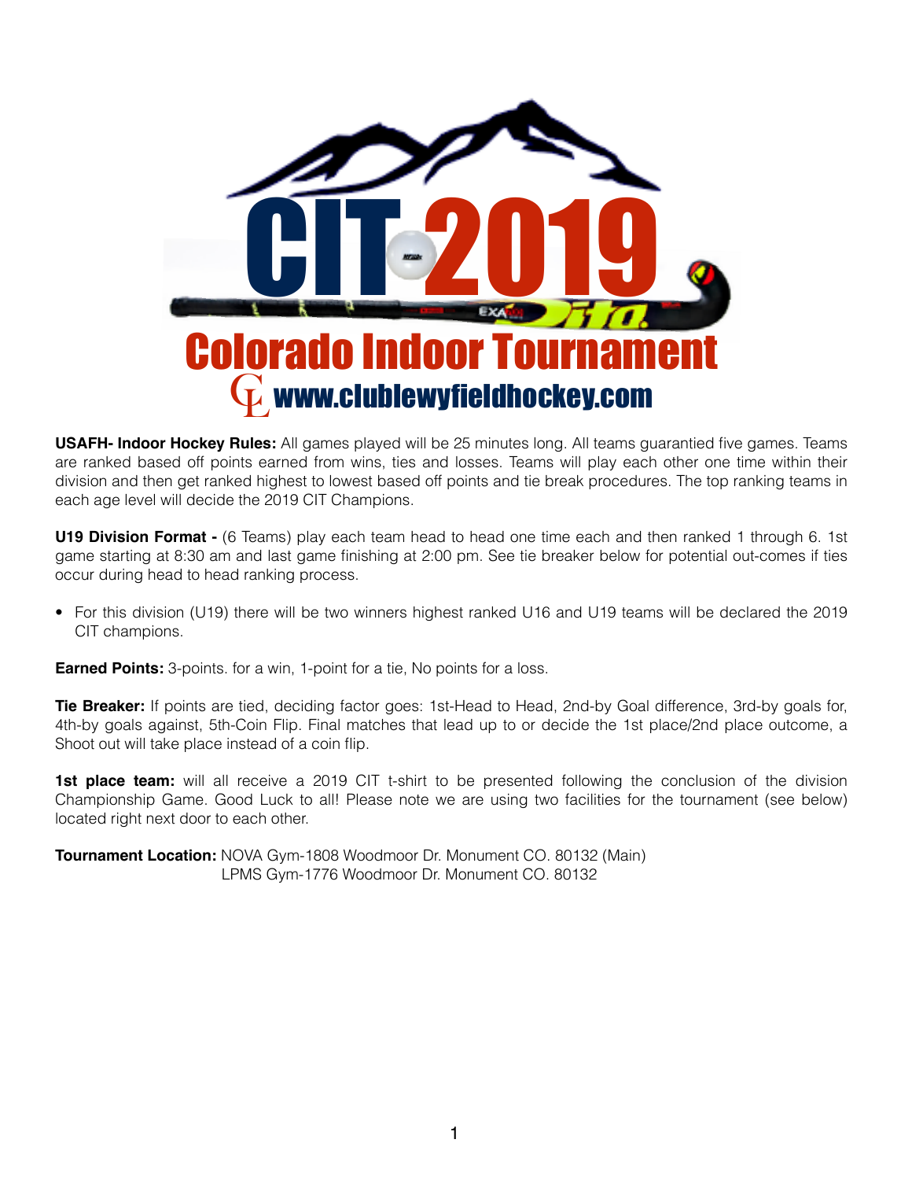# CIT 2019

## Colorado Indoor Tournament

www.clublewyfieldhockey.com

**USAFH- Indoor Hockey Rules:** All games played will be 25 minutes long. All teams guarantied five games. Teams are ranked based off points earned from wins, ties and losses. Teams will play each other one time within their division and then get ranked highest to lowest based off points and tie break procedures. The top ranking teams in each age level will decide the 2019 CIT Champions.

**U19 Division Format -** (6 Teams) play each team head to head one time each and then ranked 1 through 6. 1st game starting at 8:30 am and last game finishing at 2:00 pm. See tie breaker below for potential out-comes if ties occur during head to head ranking process.

- For this division (U19) there will be two winners highest ranked U16 and U19 teams will be declared the 2019 CIT champions.

**Earned Points:** 3-points. for a win, 1-point for a tie, No points for a loss.

**Tie Breaker:** If points are tied, deciding factor goes: 1st-Head to Head, 2nd-by Goal difference, 3rd-by goals for, 4th-by goals against, 5th-Coin Flip. Final matches that lead up to or decide the 1st place/2nd place outcome, a Shoot out will take place instead of a coin flip.

**1st place team:** will all receive a 2019 CIT t-shirt to be presented following the conclusion of the division Championship Game. Good Luck to all! Please note we are using two facilities for the tournament (see below) located right next door to each other.

**Tournament Location:** NOVA Gym-1808 Woodmoor Dr. Monument CO. 80132 (Main)
LPMS Gym-1776 Woodmoor Dr. Monument CO. 80132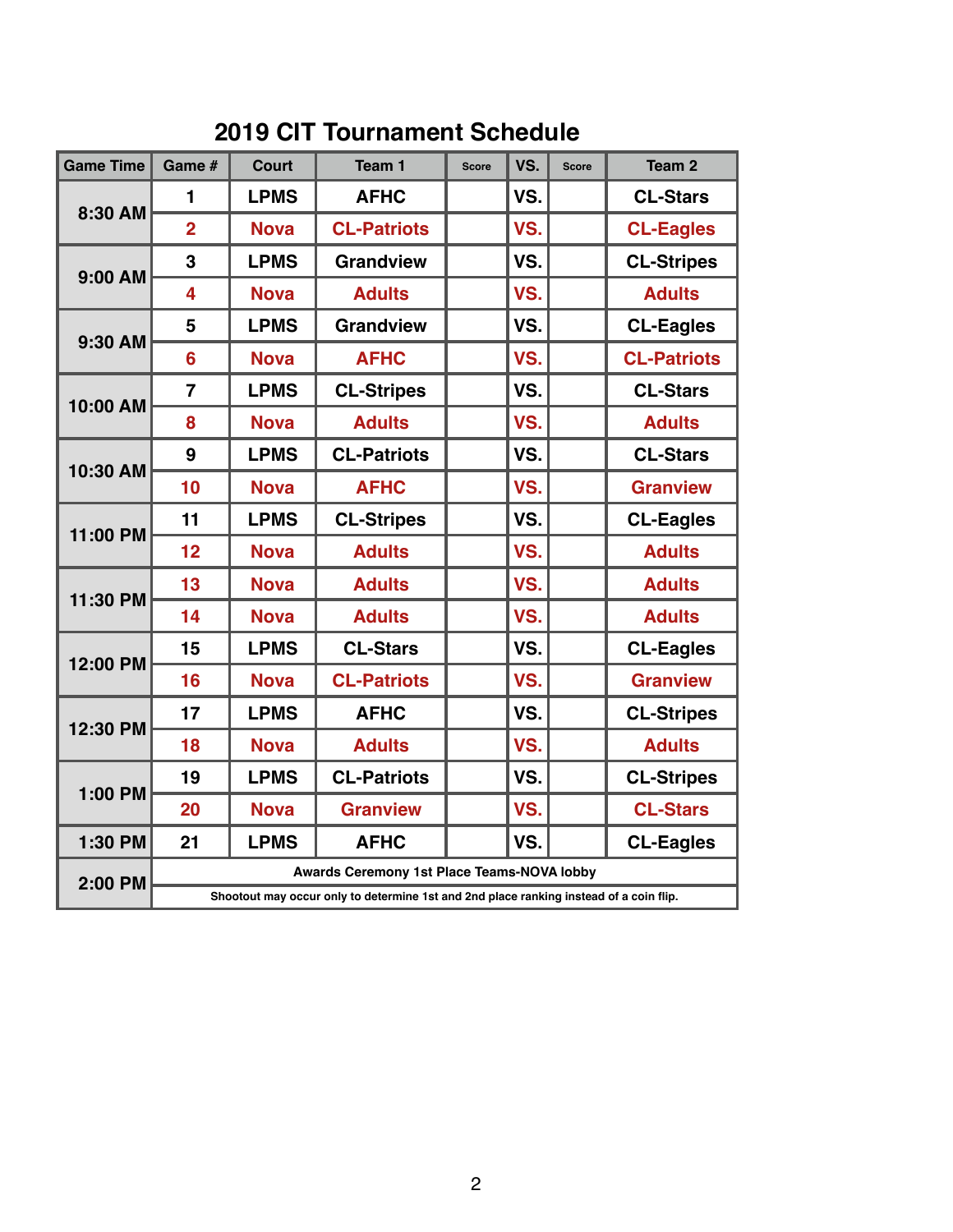# 2019 CIT Tournament Schedule

| Game Time | Game # | Court | Team 1 | Score | VS. | Score | Team 2 |
|---|---|---|---|---|---|---|---|
| 8:30 AM | 1 | LPMS | AFHC | | VS. | | CL-Stars |
| | 2 | Nova | CL-Patriots | | VS. | | CL-Eagles |
| 9:00 AM | 3 | LPMS | Grandview | | VS. | | CL-Stripes |
| | 4 | Nova | Adults | | VS. | | Adults |
| 9:30 AM | 5 | LPMS | Grandview | | VS. | | CL-Eagles |
| | 6 | Nova | AFHC | | VS. | | CL-Patriots |
| 10:00 AM | 7 | LPMS | CL-Stripes | | VS. | | CL-Stars |
| | 8 | Nova | Adults | | VS. | | Adults |
| 10:30 AM | 9 | LPMS | CL-Patriots | | VS. | | CL-Stars |
| | 10 | Nova | AFHC | | VS. | | Granview |
| 11:00 PM | 11 | LPMS | CL-Stripes | | VS. | | CL-Eagles |
| | 12 | Nova | Adults | | VS. | | Adults |
| 11:30 PM | 13 | Nova | Adults | | VS. | | Adults |
| | 14 | Nova | Adults | | VS. | | Adults |
| 12:00 PM | 15 | LPMS | CL-Stars | | VS. | | CL-Eagles |
| | 16 | Nova | CL-Patriots | | VS. | | Granview |
| 12:30 PM | 17 | LPMS | AFHC | | VS. | | CL-Stripes |
| | 18 | Nova | Adults | | VS. | | Adults |
| 1:00 PM | 19 | LPMS | CL-Patriots | | VS. | | CL-Stripes |
| | 20 | Nova | Granview | | VS. | | CL-Stars |
| 1:30 PM | 21 | LPMS | AFHC | | VS. | | CL-Eagles |
| 2:00 PM | Awards Ceremony 1st Place Teams-NOVA lobby | | | | | | |
| | Shootout may occur only to determine 1st and 2nd place ranking instead of a coin flip. | | | | | | |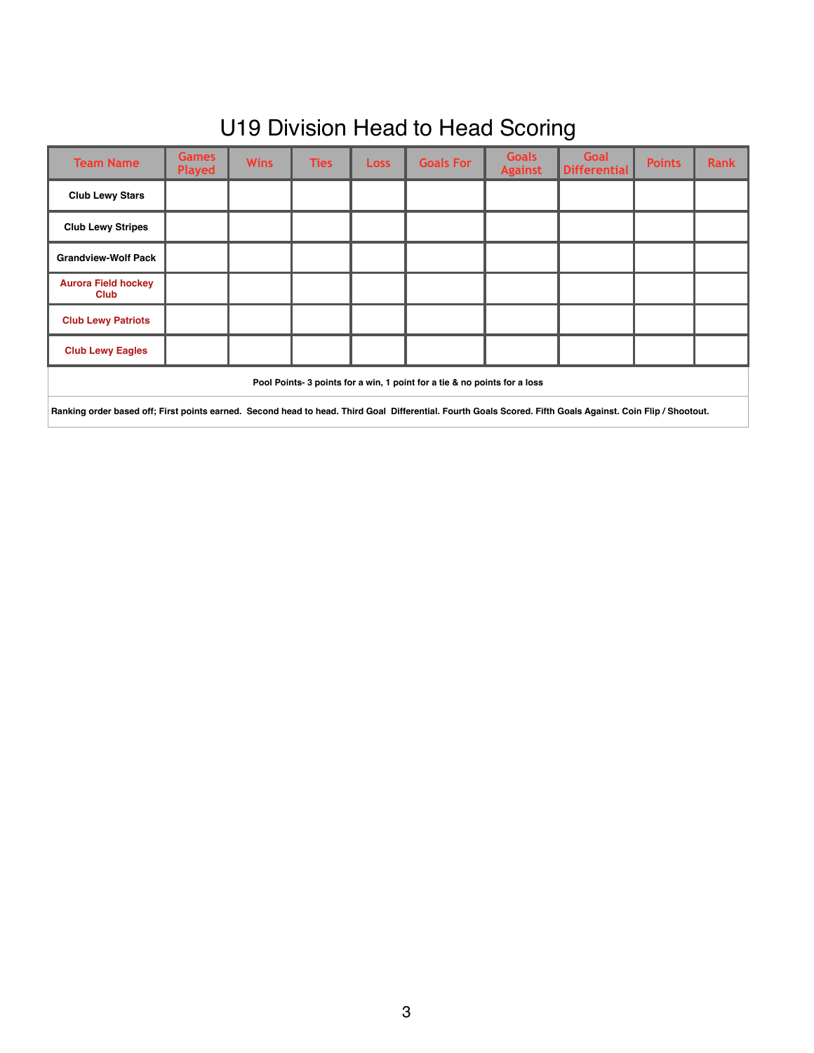# U19 Division Head to Head Scoring

| Team Name | Games Played | Wins | Ties | Loss | Goals For | Goals Against | Goal Differential | Points | Rank |
|---|---|---|---|---|---|---|---|---|---|
| Club Lewy Stars | | | | | | | | | |
| Club Lewy Stripes | | | | | | | | | |
| Grandview-Wolf Pack | | | | | | | | | |
| Aurora Field hockey Club | | | | | | | | | |
| Club Lewy Patriots | | | | | | | | | |
| Club Lewy Eagles | | | | | | | | | |

**Pool Points- 3 points for a win, 1 point for a tie & no points for a loss**

**Ranking order based off; First points earned. Second head to head. Third Goal Differential. Fourth Goals Scored. Fifth Goals Against. Coin Flip / Shootout.**